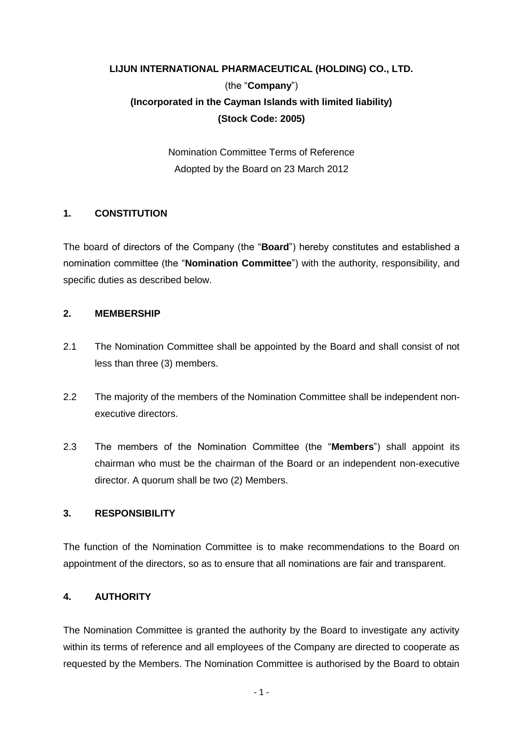**LIJUN INTERNATIONAL PHARMACEUTICAL (HOLDING) CO., LTD.**

(the "**Company**")

**(Incorporated in the Cayman Islands with limited liability)**

**(Stock Code: 2005)**

Nomination Committee Terms of Reference

Adopted by the Board on 23 March 2012

## 1. CONSTITUTION

The board of directors of the Company (the "**Board**") hereby constitutes and established a nomination committee (the "**Nomination Committee**") with the authority, responsibility, and specific duties as described below.

## 2. MEMBERSHIP

2.1 The Nomination Committee shall be appointed by the Board and shall consist of not less than three (3) members.

2.2 The majority of the members of the Nomination Committee shall be independent non-executive directors.

2.3 The members of the Nomination Committee (the "**Members**") shall appoint its chairman who must be the chairman of the Board or an independent non-executive director. A quorum shall be two (2) Members.

## 3. RESPONSIBILITY

The function of the Nomination Committee is to make recommendations to the Board on appointment of the directors, so as to ensure that all nominations are fair and transparent.

## 4. AUTHORITY

The Nomination Committee is granted the authority by the Board to investigate any activity within its terms of reference and all employees of the Company are directed to cooperate as requested by the Members. The Nomination Committee is authorised by the Board to obtain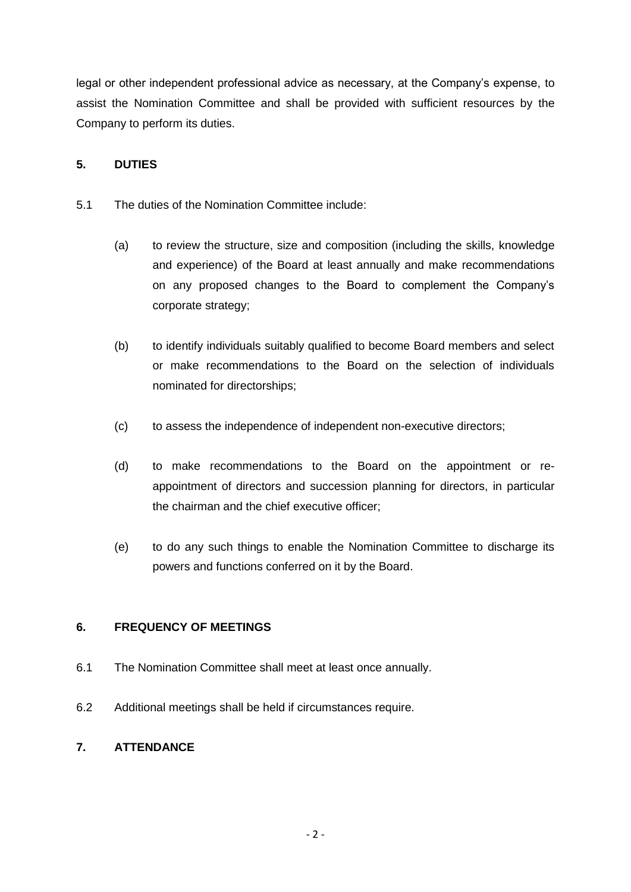legal or other independent professional advice as necessary, at the Company's expense, to assist the Nomination Committee and shall be provided with sufficient resources by the Company to perform its duties.

## 5. DUTIES

5.1 The duties of the Nomination Committee include:

(a) to review the structure, size and composition (including the skills, knowledge and experience) of the Board at least annually and make recommendations on any proposed changes to the Board to complement the Company's corporate strategy;

(b) to identify individuals suitably qualified to become Board members and select or make recommendations to the Board on the selection of individuals nominated for directorships;

(c) to assess the independence of independent non-executive directors;

(d) to make recommendations to the Board on the appointment or re-appointment of directors and succession planning for directors, in particular the chairman and the chief executive officer;

(e) to do any such things to enable the Nomination Committee to discharge its powers and functions conferred on it by the Board.

## 6. FREQUENCY OF MEETINGS

6.1 The Nomination Committee shall meet at least once annually.

6.2 Additional meetings shall be held if circumstances require.

## 7. ATTENDANCE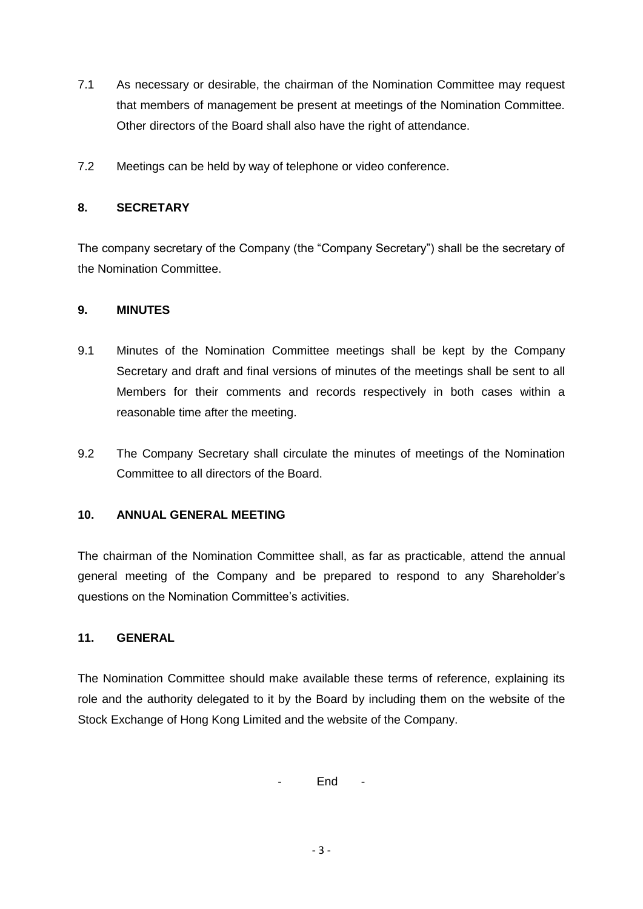7.1 As necessary or desirable, the chairman of the Nomination Committee may request that members of management be present at meetings of the Nomination Committee. Other directors of the Board shall also have the right of attendance.

7.2 Meetings can be held by way of telephone or video conference.

## 8. SECRETARY

The company secretary of the Company (the "Company Secretary") shall be the secretary of the Nomination Committee.

## 9. MINUTES

9.1 Minutes of the Nomination Committee meetings shall be kept by the Company Secretary and draft and final versions of minutes of the meetings shall be sent to all Members for their comments and records respectively in both cases within a reasonable time after the meeting.

9.2 The Company Secretary shall circulate the minutes of meetings of the Nomination Committee to all directors of the Board.

## 10. ANNUAL GENERAL MEETING

The chairman of the Nomination Committee shall, as far as practicable, attend the annual general meeting of the Company and be prepared to respond to any Shareholder's questions on the Nomination Committee's activities.

## 11. GENERAL

The Nomination Committee should make available these terms of reference, explaining its role and the authority delegated to it by the Board by including them on the website of the Stock Exchange of Hong Kong Limited and the website of the Company.

- End -